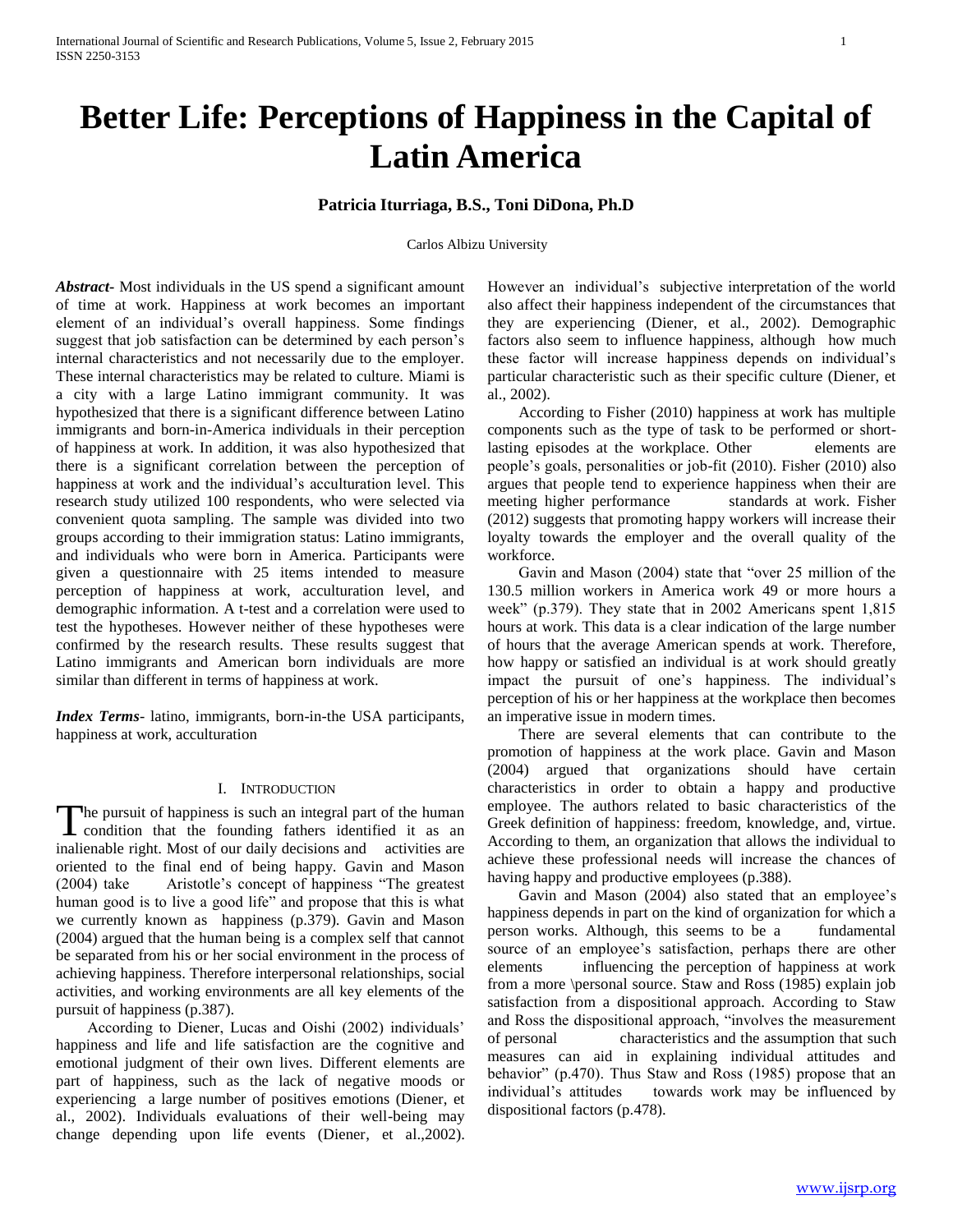# Better Life: Perceptions of Happiness in the Capital of Latin America

**Patricia Iturriaga, B.S., Toni DiDona, Ph.D**

Carlos Albizu University

***Abstract***- Most individuals in the US spend a significant amount of time at work. Happiness at work becomes an important element of an individual's overall happiness. Some findings suggest that job satisfaction can be determined by each person's internal characteristics and not necessarily due to the employer. These internal characteristics may be related to culture. Miami is a city with a large Latino immigrant community. It was hypothesized that there is a significant difference between Latino immigrants and born-in-America individuals in their perception of happiness at work. In addition, it was also hypothesized that there is a significant correlation between the perception of happiness at work and the individual's acculturation level. This research study utilized 100 respondents, who were selected via convenient quota sampling. The sample was divided into two groups according to their immigration status: Latino immigrants, and individuals who were born in America. Participants were given a questionnaire with 25 items intended to measure perception of happiness at work, acculturation level, and demographic information. A t-test and a correlation were used to test the hypotheses. However neither of these hypotheses were confirmed by the research results. These results suggest that Latino immigrants and American born individuals are more similar than different in terms of happiness at work.

***Index Terms***- latino, immigrants, born-in-the USA participants, happiness at work, acculturation

## I. Introduction

The pursuit of happiness is such an integral part of the human condition that the founding fathers identified it as an inalienable right. Most of our daily decisions and activities are oriented to the final end of being happy. Gavin and Mason (2004) take Aristotle's concept of happiness "The greatest human good is to live a good life" and propose that this is what we currently known as happiness (p.379). Gavin and Mason (2004) argued that the human being is a complex self that cannot be separated from his or her social environment in the process of achieving happiness. Therefore interpersonal relationships, social activities, and working environments are all key elements of the pursuit of happiness (p.387).

According to Diener, Lucas and Oishi (2002) individuals' happiness and life and life satisfaction are the cognitive and emotional judgment of their own lives. Different elements are part of happiness, such as the lack of negative moods or experiencing a large number of positives emotions (Diener, et al., 2002). Individuals evaluations of their well-being may change depending upon life events (Diener, et al.,2002). However an individual's subjective interpretation of the world also affect their happiness independent of the circumstances that they are experiencing (Diener, et al., 2002). Demographic factors also seem to influence happiness, although how much these factor will increase happiness depends on individual's particular characteristic such as their specific culture (Diener, et al., 2002).

According to Fisher (2010) happiness at work has multiple components such as the type of task to be performed or short-lasting episodes at the workplace. Other elements are people's goals, personalities or job-fit (2010). Fisher (2010) also argues that people tend to experience happiness when their are meeting higher performance standards at work. Fisher (2012) suggests that promoting happy workers will increase their loyalty towards the employer and the overall quality of the workforce.

Gavin and Mason (2004) state that "over 25 million of the 130.5 million workers in America work 49 or more hours a week" (p.379). They state that in 2002 Americans spent 1,815 hours at work. This data is a clear indication of the large number of hours that the average American spends at work. Therefore, how happy or satisfied an individual is at work should greatly impact the pursuit of one's happiness. The individual's perception of his or her happiness at the workplace then becomes an imperative issue in modern times.

There are several elements that can contribute to the promotion of happiness at the work place. Gavin and Mason (2004) argued that organizations should have certain characteristics in order to obtain a happy and productive employee. The authors related to basic characteristics of the Greek definition of happiness: freedom, knowledge, and, virtue. According to them, an organization that allows the individual to achieve these professional needs will increase the chances of having happy and productive employees (p.388).

Gavin and Mason (2004) also stated that an employee's happiness depends in part on the kind of organization for which a person works. Although, this seems to be a fundamental source of an employee's satisfaction, perhaps there are other elements influencing the perception of happiness at work from a more \personal source. Staw and Ross (1985) explain job satisfaction from a dispositional approach. According to Staw and Ross the dispositional approach, "involves the measurement of personal characteristics and the assumption that such measures can aid in explaining individual attitudes and behavior" (p.470). Thus Staw and Ross (1985) propose that an individual's attitudes towards work may be influenced by dispositional factors (p.478).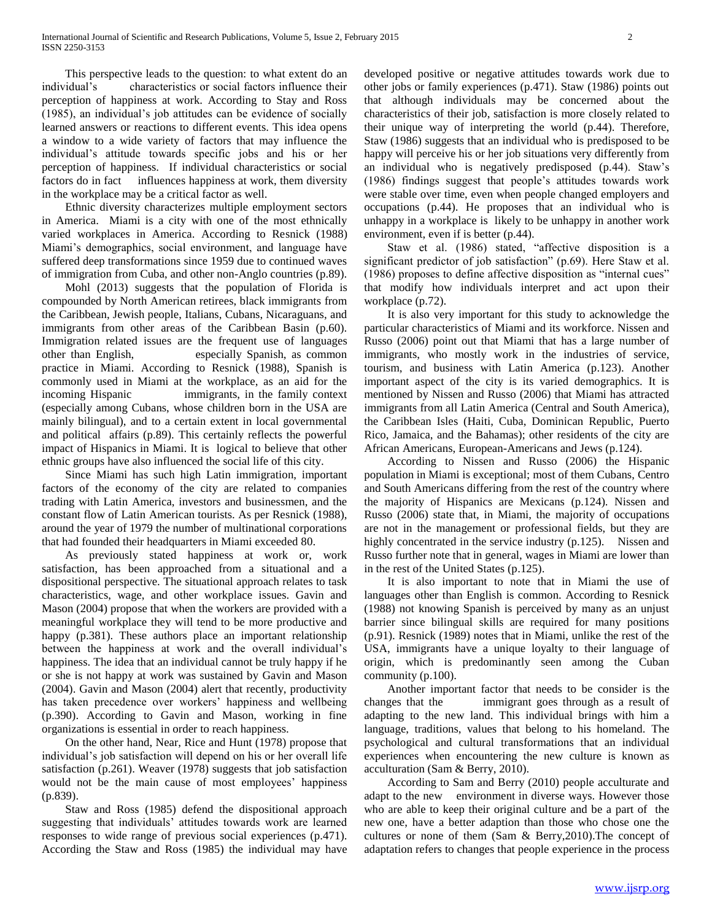This perspective leads to the question: to what extent do an individual's characteristics or social factors influence their perception of happiness at work. According to Stay and Ross (1985), an individual's job attitudes can be evidence of socially learned answers or reactions to different events. This idea opens a window to a wide variety of factors that may influence the individual's attitude towards specific jobs and his or her perception of happiness. If individual characteristics or social factors do in fact influences happiness at work, them diversity in the workplace may be a critical factor as well.

Ethnic diversity characterizes multiple employment sectors in America. Miami is a city with one of the most ethnically varied workplaces in America. According to Resnick (1988) Miami's demographics, social environment, and language have suffered deep transformations since 1959 due to continued waves of immigration from Cuba, and other non-Anglo countries (p.89).

Mohl (2013) suggests that the population of Florida is compounded by North American retirees, black immigrants from the Caribbean, Jewish people, Italians, Cubans, Nicaraguans, and immigrants from other areas of the Caribbean Basin (p.60). Immigration related issues are the frequent use of languages other than English, especially Spanish, as common practice in Miami. According to Resnick (1988), Spanish is commonly used in Miami at the workplace, as an aid for the incoming Hispanic immigrants, in the family context (especially among Cubans, whose children born in the USA are mainly bilingual), and to a certain extent in local governmental and political affairs (p.89). This certainly reflects the powerful impact of Hispanics in Miami. It is logical to believe that other ethnic groups have also influenced the social life of this city.

Since Miami has such high Latin immigration, important factors of the economy of the city are related to companies trading with Latin America, investors and businessmen, and the constant flow of Latin American tourists. As per Resnick (1988), around the year of 1979 the number of multinational corporations that had founded their headquarters in Miami exceeded 80.

As previously stated happiness at work or, work satisfaction, has been approached from a situational and a dispositional perspective. The situational approach relates to task characteristics, wage, and other workplace issues. Gavin and Mason (2004) propose that when the workers are provided with a meaningful workplace they will tend to be more productive and happy (p.381). These authors place an important relationship between the happiness at work and the overall individual's happiness. The idea that an individual cannot be truly happy if he or she is not happy at work was sustained by Gavin and Mason (2004). Gavin and Mason (2004) alert that recently, productivity has taken precedence over workers' happiness and wellbeing (p.390). According to Gavin and Mason, working in fine organizations is essential in order to reach happiness.

On the other hand, Near, Rice and Hunt (1978) propose that individual's job satisfaction will depend on his or her overall life satisfaction (p.261). Weaver (1978) suggests that job satisfaction would not be the main cause of most employees' happiness (p.839).

Staw and Ross (1985) defend the dispositional approach suggesting that individuals' attitudes towards work are learned responses to wide range of previous social experiences (p.471). According the Staw and Ross (1985) the individual may have developed positive or negative attitudes towards work due to other jobs or family experiences (p.471). Staw (1986) points out that although individuals may be concerned about the characteristics of their job, satisfaction is more closely related to their unique way of interpreting the world (p.44). Therefore, Staw (1986) suggests that an individual who is predisposed to be happy will perceive his or her job situations very differently from an individual who is negatively predisposed (p.44). Staw's (1986) findings suggest that people's attitudes towards work were stable over time, even when people changed employers and occupations (p.44). He proposes that an individual who is unhappy in a workplace is likely to be unhappy in another work environment, even if is better (p.44).

Staw et al. (1986) stated, "affective disposition is a significant predictor of job satisfaction" (p.69). Here Staw et al. (1986) proposes to define affective disposition as "internal cues" that modify how individuals interpret and act upon their workplace (p.72).

It is also very important for this study to acknowledge the particular characteristics of Miami and its workforce. Nissen and Russo (2006) point out that Miami that has a large number of immigrants, who mostly work in the industries of service, tourism, and business with Latin America (p.123). Another important aspect of the city is its varied demographics. It is mentioned by Nissen and Russo (2006) that Miami has attracted immigrants from all Latin America (Central and South America), the Caribbean Isles (Haiti, Cuba, Dominican Republic, Puerto Rico, Jamaica, and the Bahamas); other residents of the city are African Americans, European-Americans and Jews (p.124).

According to Nissen and Russo (2006) the Hispanic population in Miami is exceptional; most of them Cubans, Centro and South Americans differing from the rest of the country where the majority of Hispanics are Mexicans (p.124). Nissen and Russo (2006) state that, in Miami, the majority of occupations are not in the management or professional fields, but they are highly concentrated in the service industry (p.125). Nissen and Russo further note that in general, wages in Miami are lower than in the rest of the United States (p.125).

It is also important to note that in Miami the use of languages other than English is common. According to Resnick (1988) not knowing Spanish is perceived by many as an unjust barrier since bilingual skills are required for many positions (p.91). Resnick (1989) notes that in Miami, unlike the rest of the USA, immigrants have a unique loyalty to their language of origin, which is predominantly seen among the Cuban community (p.100).

Another important factor that needs to be consider is the changes that the immigrant goes through as a result of adapting to the new land. This individual brings with him a language, traditions, values that belong to his homeland. The psychological and cultural transformations that an individual experiences when encountering the new culture is known as acculturation (Sam & Berry, 2010).

According to Sam and Berry (2010) people acculturate and adapt to the new environment in diverse ways. However those who are able to keep their original culture and be a part of the new one, have a better adaption than those who chose one the cultures or none of them (Sam & Berry,2010).The concept of adaptation refers to changes that people experience in the process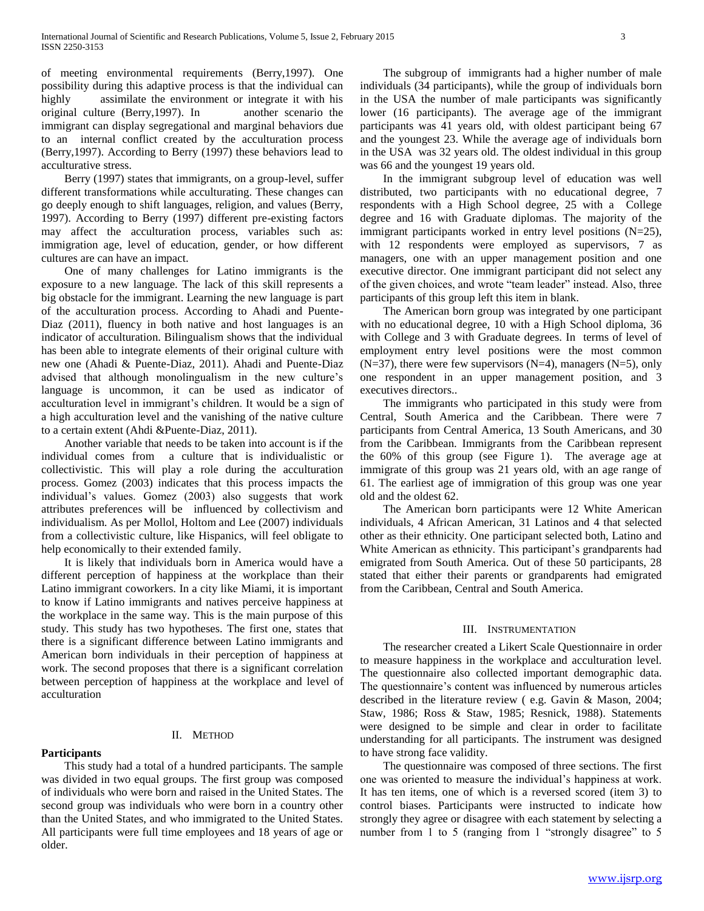of meeting environmental requirements (Berry,1997). One possibility during this adaptive process is that the individual can highly assimilate the environment or integrate it with his original culture (Berry,1997). In another scenario the immigrant can display segregational and marginal behaviors due to an internal conflict created by the acculturation process (Berry,1997). According to Berry (1997) these behaviors lead to acculturative stress.

Berry (1997) states that immigrants, on a group-level, suffer different transformations while acculturating. These changes can go deeply enough to shift languages, religion, and values (Berry, 1997). According to Berry (1997) different pre-existing factors may affect the acculturation process, variables such as: immigration age, level of education, gender, or how different cultures are can have an impact.

One of many challenges for Latino immigrants is the exposure to a new language. The lack of this skill represents a big obstacle for the immigrant. Learning the new language is part of the acculturation process. According to Ahadi and Puente-Diaz (2011), fluency in both native and host languages is an indicator of acculturation. Bilingualism shows that the individual has been able to integrate elements of their original culture with new one (Ahadi & Puente-Diaz, 2011). Ahadi and Puente-Diaz advised that although monolingualism in the new culture's language is uncommon, it can be used as indicator of acculturation level in immigrant's children. It would be a sign of a high acculturation level and the vanishing of the native culture to a certain extent (Ahdi &Puente-Diaz, 2011).

Another variable that needs to be taken into account is if the individual comes from a culture that is individualistic or collectivistic. This will play a role during the acculturation process. Gomez (2003) indicates that this process impacts the individual's values. Gomez (2003) also suggests that work attributes preferences will be influenced by collectivism and individualism. As per Mollol, Holtom and Lee (2007) individuals from a collectivistic culture, like Hispanics, will feel obligate to help economically to their extended family.

It is likely that individuals born in America would have a different perception of happiness at the workplace than their Latino immigrant coworkers. In a city like Miami, it is important to know if Latino immigrants and natives perceive happiness at the workplace in the same way. This is the main purpose of this study. This study has two hypotheses. The first one, states that there is a significant difference between Latino immigrants and American born individuals in their perception of happiness at work. The second proposes that there is a significant correlation between perception of happiness at the workplace and level of acculturation

## II. Method

**Participants**

This study had a total of a hundred participants. The sample was divided in two equal groups. The first group was composed of individuals who were born and raised in the United States. The second group was individuals who were born in a country other than the United States, and who immigrated to the United States. All participants were full time employees and 18 years of age or older.

The subgroup of immigrants had a higher number of male individuals (34 participants), while the group of individuals born in the USA the number of male participants was significantly lower (16 participants). The average age of the immigrant participants was 41 years old, with oldest participant being 67 and the youngest 23. While the average age of individuals born in the USA was 32 years old. The oldest individual in this group was 66 and the youngest 19 years old.

In the immigrant subgroup level of education was well distributed, two participants with no educational degree, 7 respondents with a High School degree, 25 with a College degree and 16 with Graduate diplomas. The majority of the immigrant participants worked in entry level positions (N=25), with 12 respondents were employed as supervisors, 7 as managers, one with an upper management position and one executive director. One immigrant participant did not select any of the given choices, and wrote "team leader" instead. Also, three participants of this group left this item in blank.

The American born group was integrated by one participant with no educational degree, 10 with a High School diploma, 36 with College and 3 with Graduate degrees. In terms of level of employment entry level positions were the most common (N=37), there were few supervisors (N=4), managers (N=5), only one respondent in an upper management position, and 3 executives directors..

The immigrants who participated in this study were from Central, South America and the Caribbean. There were 7 participants from Central America, 13 South Americans, and 30 from the Caribbean. Immigrants from the Caribbean represent the 60% of this group (see Figure 1). The average age at immigrate of this group was 21 years old, with an age range of 61. The earliest age of immigration of this group was one year old and the oldest 62.

The American born participants were 12 White American individuals, 4 African American, 31 Latinos and 4 that selected other as their ethnicity. One participant selected both, Latino and White American as ethnicity. This participant's grandparents had emigrated from South America. Out of these 50 participants, 28 stated that either their parents or grandparents had emigrated from the Caribbean, Central and South America.

## III. Instrumentation

The researcher created a Likert Scale Questionnaire in order to measure happiness in the workplace and acculturation level. The questionnaire also collected important demographic data. The questionnaire's content was influenced by numerous articles described in the literature review ( e.g. Gavin & Mason, 2004; Staw, 1986; Ross & Staw, 1985; Resnick, 1988). Statements were designed to be simple and clear in order to facilitate understanding for all participants. The instrument was designed to have strong face validity.

The questionnaire was composed of three sections. The first one was oriented to measure the individual's happiness at work. It has ten items, one of which is a reversed scored (item 3) to control biases. Participants were instructed to indicate how strongly they agree or disagree with each statement by selecting a number from 1 to 5 (ranging from 1 "strongly disagree" to 5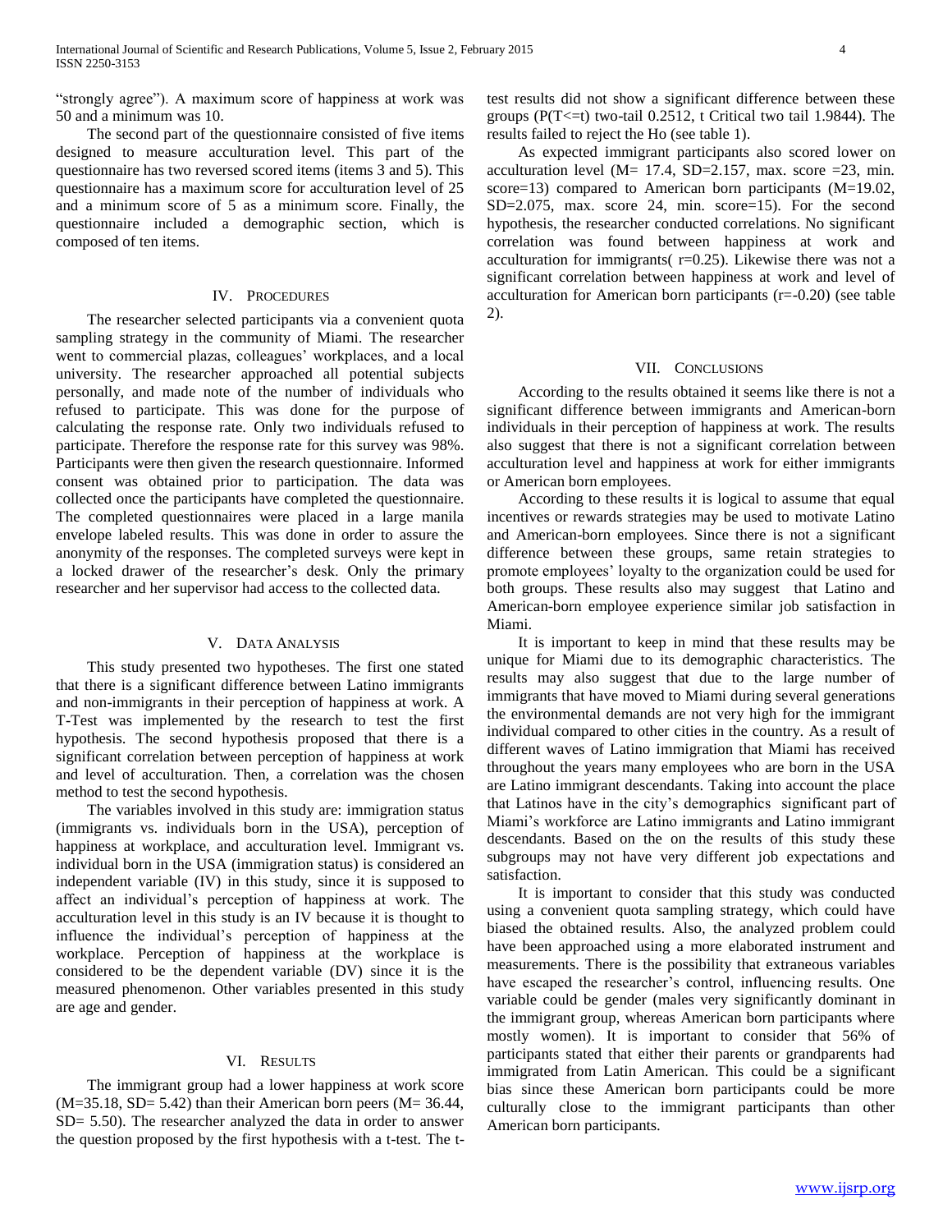"strongly agree"). A maximum score of happiness at work was 50 and a minimum was 10.

The second part of the questionnaire consisted of five items designed to measure acculturation level. This part of the questionnaire has two reversed scored items (items 3 and 5). This questionnaire has a maximum score for acculturation level of 25 and a minimum score of 5 as a minimum score. Finally, the questionnaire included a demographic section, which is composed of ten items.

## IV. Procedures

The researcher selected participants via a convenient quota sampling strategy in the community of Miami. The researcher went to commercial plazas, colleagues' workplaces, and a local university. The researcher approached all potential subjects personally, and made note of the number of individuals who refused to participate. This was done for the purpose of calculating the response rate. Only two individuals refused to participate. Therefore the response rate for this survey was 98%. Participants were then given the research questionnaire. Informed consent was obtained prior to participation. The data was collected once the participants have completed the questionnaire. The completed questionnaires were placed in a large manila envelope labeled results. This was done in order to assure the anonymity of the responses. The completed surveys were kept in a locked drawer of the researcher's desk. Only the primary researcher and her supervisor had access to the collected data.

## V. Data Analysis

This study presented two hypotheses. The first one stated that there is a significant difference between Latino immigrants and non-immigrants in their perception of happiness at work. A T-Test was implemented by the research to test the first hypothesis. The second hypothesis proposed that there is a significant correlation between perception of happiness at work and level of acculturation. Then, a correlation was the chosen method to test the second hypothesis.

The variables involved in this study are: immigration status (immigrants vs. individuals born in the USA), perception of happiness at workplace, and acculturation level. Immigrant vs. individual born in the USA (immigration status) is considered an independent variable (IV) in this study, since it is supposed to affect an individual's perception of happiness at work. The acculturation level in this study is an IV because it is thought to influence the individual's perception of happiness at the workplace. Perception of happiness at the workplace is considered to be the dependent variable (DV) since it is the measured phenomenon. Other variables presented in this study are age and gender.

## VI. Results

The immigrant group had a lower happiness at work score (M=35.18, SD= 5.42) than their American born peers (M= 36.44, SD= 5.50). The researcher analyzed the data in order to answer the question proposed by the first hypothesis with a t-test. The t-test results did not show a significant difference between these groups ($P(T<=t)$ two-tail 0.2512, t Critical two tail 1.9844). The results failed to reject the Ho (see table 1).

As expected immigrant participants also scored lower on acculturation level (M= 17.4, SD=2.157, max. score =23, min. score=13) compared to American born participants (M=19.02, SD=2.075, max. score 24, min. score=15). For the second hypothesis, the researcher conducted correlations. No significant correlation was found between happiness at work and acculturation for immigrants( r=0.25). Likewise there was not a significant correlation between happiness at work and level of acculturation for American born participants (r=-0.20) (see table 2).

## VII. Conclusions

According to the results obtained it seems like there is not a significant difference between immigrants and American-born individuals in their perception of happiness at work. The results also suggest that there is not a significant correlation between acculturation level and happiness at work for either immigrants or American born employees.

According to these results it is logical to assume that equal incentives or rewards strategies may be used to motivate Latino and American-born employees. Since there is not a significant difference between these groups, same retain strategies to promote employees' loyalty to the organization could be used for both groups. These results also may suggest that Latino and American-born employee experience similar job satisfaction in Miami.

It is important to keep in mind that these results may be unique for Miami due to its demographic characteristics. The results may also suggest that due to the large number of immigrants that have moved to Miami during several generations the environmental demands are not very high for the immigrant individual compared to other cities in the country. As a result of different waves of Latino immigration that Miami has received throughout the years many employees who are born in the USA are Latino immigrant descendants. Taking into account the place that Latinos have in the city's demographics significant part of Miami's workforce are Latino immigrants and Latino immigrant descendants. Based on the on the results of this study these subgroups may not have very different job expectations and satisfaction.

It is important to consider that this study was conducted using a convenient quota sampling strategy, which could have biased the obtained results. Also, the analyzed problem could have been approached using a more elaborated instrument and measurements. There is the possibility that extraneous variables have escaped the researcher's control, influencing results. One variable could be gender (males very significantly dominant in the immigrant group, whereas American born participants where mostly women). It is important to consider that 56% of participants stated that either their parents or grandparents had immigrated from Latin American. This could be a significant bias since these American born participants could be more culturally close to the immigrant participants than other American born participants.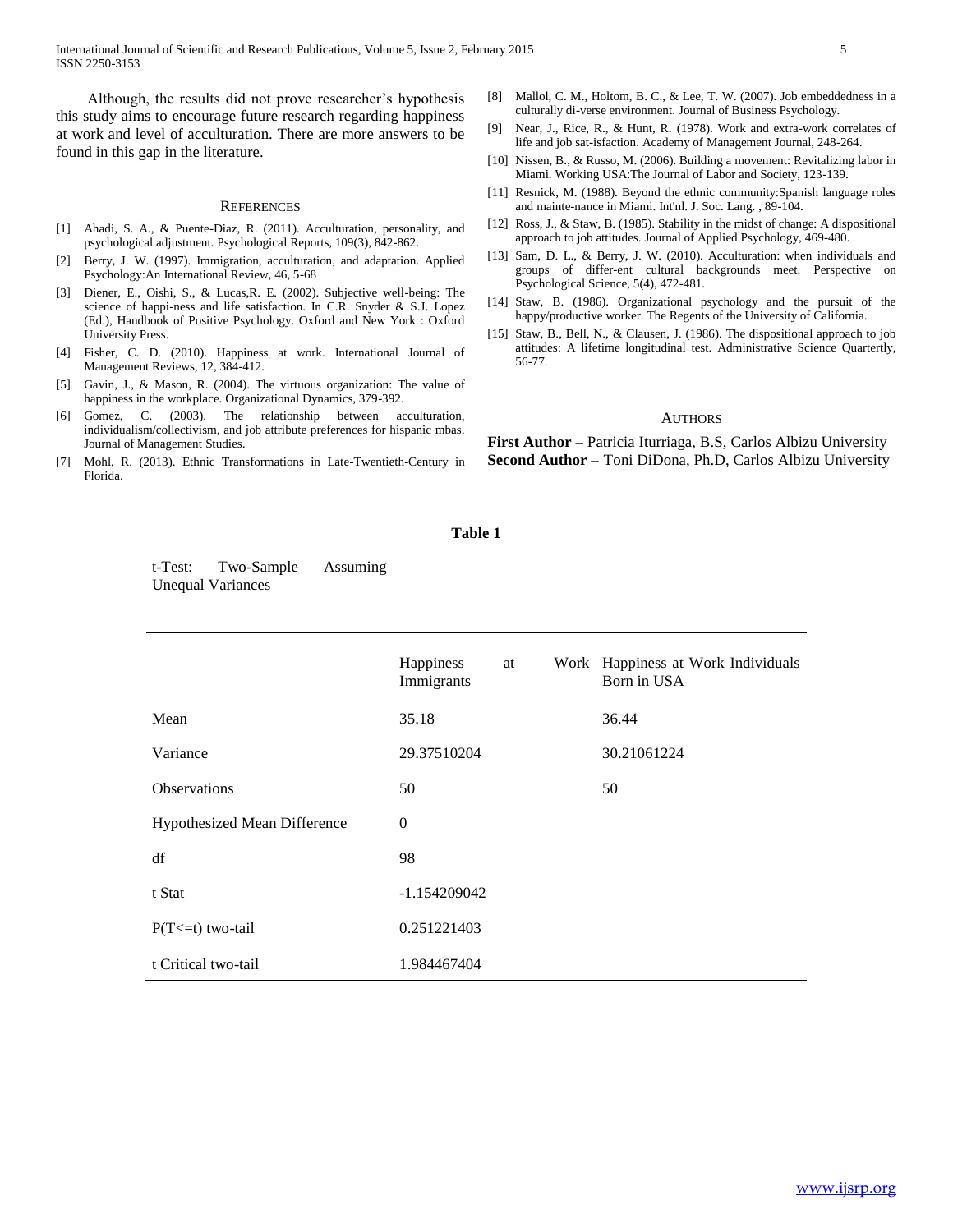Although, the results did not prove researcher's hypothesis this study aims to encourage future research regarding happiness at work and level of acculturation. There are more answers to be found in this gap in the literature.

## REFERENCES

[1] Ahadi, S. A., & Puente-Diaz, R. (2011). Acculturation, personality, and psychological adjustment. Psychological Reports, 109(3), 842-862.

[2] Berry, J. W. (1997). Immigration, acculturation, and adaptation. Applied Psychology:An International Review, 46, 5-68

[3] Diener, E., Oishi, S., & Lucas,R. E. (2002). Subjective well-being: The science of happi-ness and life satisfaction. In C.R. Snyder & S.J. Lopez (Ed.), Handbook of Positive Psychology. Oxford and New York : Oxford University Press.

[4] Fisher, C. D. (2010). Happiness at work. International Journal of Management Reviews, 12, 384-412.

[5] Gavin, J., & Mason, R. (2004). The virtuous organization: The value of happiness in the workplace. Organizational Dynamics, 379-392.

[6] Gomez, C. (2003). The relationship between acculturation, individualism/collectivism, and job attribute preferences for hispanic mbas. Journal of Management Studies.

[7] Mohl, R. (2013). Ethnic Transformations in Late-Twentieth-Century in Florida.

[8] Mallol, C. M., Holtom, B. C., & Lee, T. W. (2007). Job embeddedness in a culturally di-verse environment. Journal of Business Psychology.

[9] Near, J., Rice, R., & Hunt, R. (1978). Work and extra-work correlates of life and job sat-isfaction. Academy of Management Journal, 248-264.

[10] Nissen, B., & Russo, M. (2006). Building a movement: Revitalizing labor in Miami. Working USA:The Journal of Labor and Society, 123-139.

[11] Resnick, M. (1988). Beyond the ethnic community:Spanish language roles and mainte-nance in Miami. Int'nl. J. Soc. Lang. , 89-104.

[12] Ross, J., & Staw, B. (1985). Stability in the midst of change: A dispositional approach to job attitudes. Journal of Applied Psychology, 469-480.

[13] Sam, D. L., & Berry, J. W. (2010). Acculturation: when individuals and groups of differ-ent cultural backgrounds meet. Perspective on Psychological Science, 5(4), 472-481.

[14] Staw, B. (1986). Organizational psychology and the pursuit of the happy/productive worker. The Regents of the University of California.

[15] Staw, B., Bell, N., & Clausen, J. (1986). The dispositional approach to job attitudes: A lifetime longitudinal test. Administrative Science Quarterly, 56-77.

## AUTHORS

**First Author** – Patricia Iturriaga, B.S, Carlos Albizu University
**Second Author** – Toni DiDona, Ph.D, Carlos Albizu University

**Table 1**

t-Test: Two-Sample Assuming Unequal Variances

| | Happiness at Work Immigrants | Happiness at Work Individuals Born in USA |
|---|---|---|
| Mean | 35.18 | 36.44 |
| Variance | 29.37510204 | 30.21061224 |
| Observations | 50 | 50 |
| Hypothesized Mean Difference | 0 | |
| df | 98 | |
| t Stat | -1.154209042 | |
| P(T<=t) two-tail | 0.251221403 | |
| t Critical two-tail | 1.984467404 | |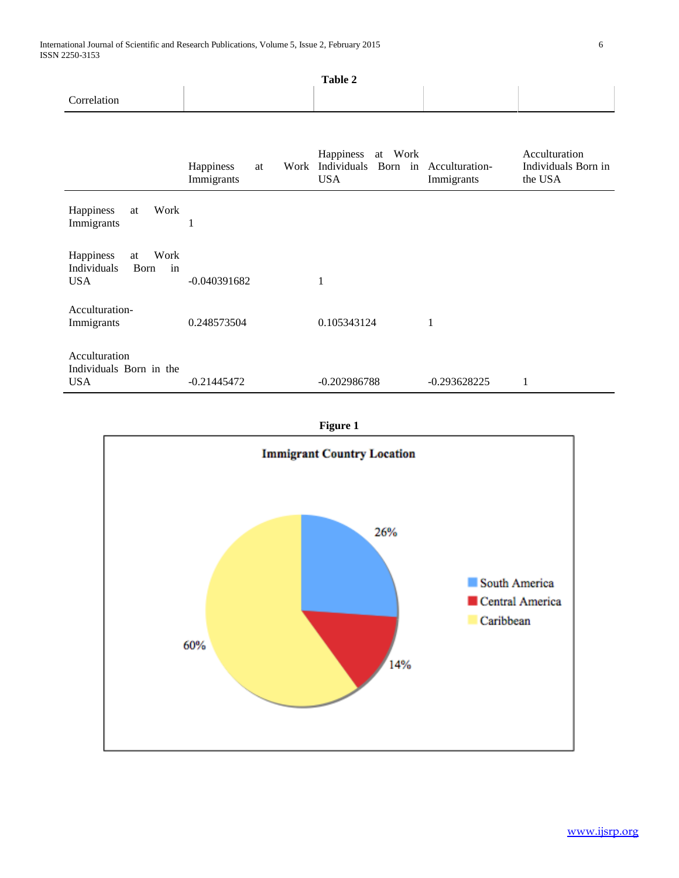**Table 2**

| Correlation | Happiness at Work Immigrants | Happiness at Work Individuals Born in USA | Acculturation-Immigrants | Acculturation Individuals Born in the USA |
|---|---|---|---|---|
| Happiness at Work Immigrants | 1 | | | |
| Happiness at Work Individuals Born in USA | -0.040391682 | 1 | | |
| Acculturation-Immigrants | 0.248573504 | 0.105343124 | 1 | |
| Acculturation Individuals Born in the USA | -0.21445472 | -0.202986788 | -0.293628225 | 1 |

**Figure 1**

Immigrant Country Location

26%

14%

60%

South America

Central America

Caribbean